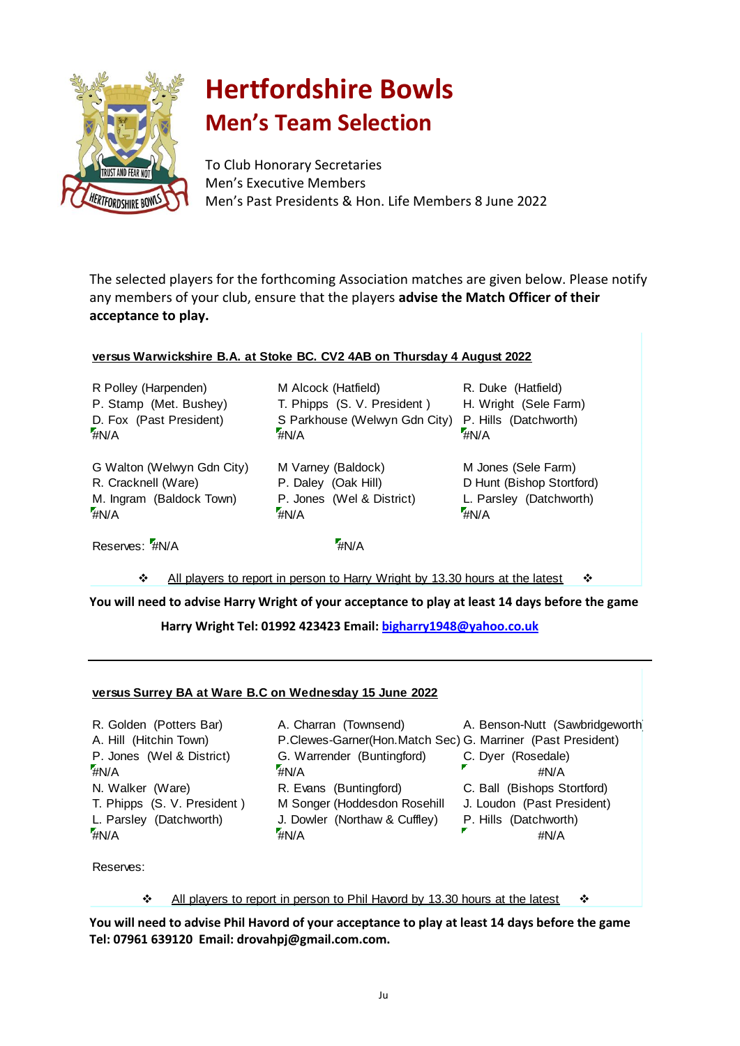# Hertfordshire Bowls

## Men's Team Selection

To Club Honorary Secretaries
Men's Executive Members
Men's Past Presidents & Hon. Life Members 8 June 2022

The selected players for the forthcoming Association matches are given below. Please notify any members of your club, ensure that the players **advise the Match Officer of their acceptance to play.**

### versus Warwickshire B.A. at Stoke BC. CV2 4AB on Thursday 4 August 2022

| | | |
|---|---|---|
| R Polley (Harpenden) | M Alcock (Hatfield) | R. Duke (Hatfield) |
| P. Stamp (Met. Bushey) | T. Phipps (S. V. President ) | H. Wright (Sele Farm) |
| D. Fox (Past President) | S Parkhouse (Welwyn Gdn City) | P. Hills (Datchworth) |
| #N/A | #N/A | #N/A |
| G Walton (Welwyn Gdn City) | M Varney (Baldock) | M Jones (Sele Farm) |
| R. Cracknell (Ware) | P. Daley (Oak Hill) | D Hunt (Bishop Stortford) |
| M. Ingram (Baldock Town) | P. Jones (Wel & District) | L. Parsley (Datchworth) |
| #N/A | #N/A | #N/A |

Reserves: #N/A #N/A

❖ All players to report in person to Harry Wright by 13.30 hours at the latest ❖

**You will need to advise Harry Wright of your acceptance to play at least 14 days before the game**

**Harry Wright Tel: 01992 423423 Email: bigharry1948@yahoo.co.uk**

---

### versus Surrey BA at Ware B.C on Wednesday 15 June 2022

| | | |
|---|---|---|
| R. Golden (Potters Bar) | A. Charran (Townsend) | A. Benson-Nutt (Sawbridgeworth) |
| A. Hill (Hitchin Town) | P.Clewes-Garner(Hon.Match Sec) | G. Marriner (Past President) |
| P. Jones (Wel & District) | G. Warrender (Buntingford) | C. Dyer (Rosedale) |
| #N/A | #N/A | #N/A |
| N. Walker (Ware) | R. Evans (Buntingford) | C. Ball (Bishops Stortford) |
| T. Phipps (S. V. President ) | M Songer (Hoddesdon Rosehill | J. Loudon (Past President) |
| L. Parsley (Datchworth) | J. Dowler (Northaw & Cuffley) | P. Hills (Datchworth) |
| #N/A | #N/A | #N/A |

Reserves:

❖ All players to report in person to Phil Havord by 13.30 hours at the latest ❖

**You will need to advise Phil Havord of your acceptance to play at least 14 days before the game**
**Tel: 07961 639120 Email: drovahpj@gmail.com.**

Ju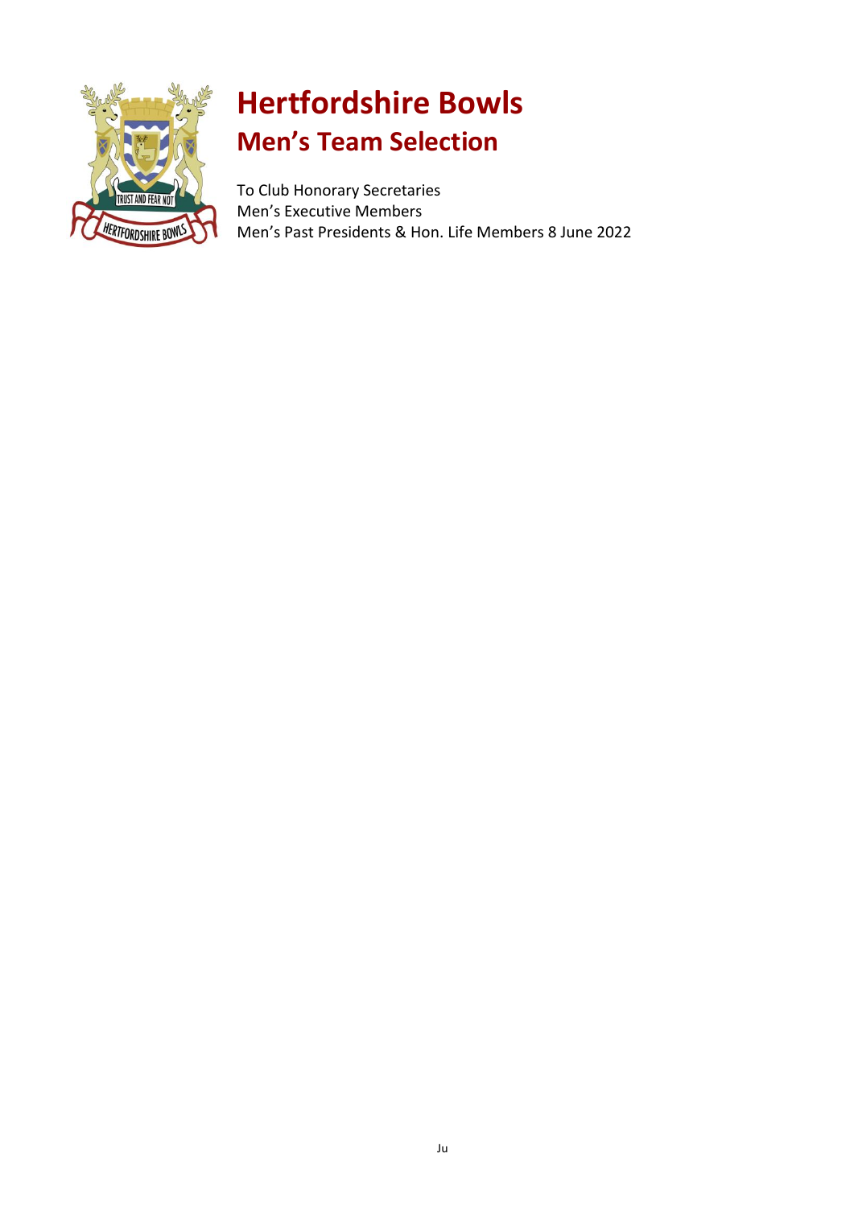# Hertfordshire Bowls

## Men's Team Selection

To Club Honorary Secretaries
Men's Executive Members
Men's Past Presidents & Hon. Life Members 8 June 2022

Ju